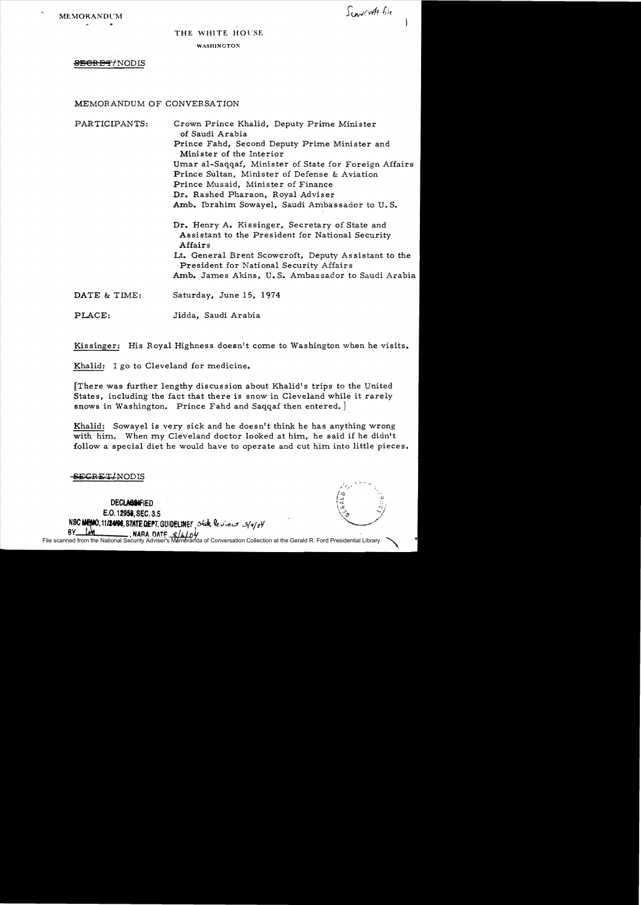MEMORANDUM

Scowcroft file

THE WHITE HOUSE

WASHINGTON

~~SECRET~~/NODIS

MEMORANDUM OF CONVERSATION

PARTICIPANTS: Crown Prince Khalid, Deputy Prime Minister of Saudi Arabia
Prince Fahd, Second Deputy Prime Minister and Minister of the Interior
Umar al-Saqqaf, Minister of State for Foreign Affairs
Prince Sultan, Minister of Defense & Aviation
Prince Musaid, Minister of Finance
Dr. Rashed Pharaon, Royal Adviser
Amb. Ibrahim Sowayel, Saudi Ambassador to U.S.

Dr. Henry A. Kissinger, Secretary of State and Assistant to the President for National Security Affairs
Lt. General Brent Scowcroft, Deputy Assistant to the President for National Security Affairs
Amb. James Akins, U.S. Ambassador to Saudi Arabia

DATE & TIME: Saturday, June 15, 1974

PLACE: Jidda, Saudi Arabia

Kissinger: His Royal Highness doesn't come to Washington when he visits.

Khalid: I go to Cleveland for medicine.

[There was further lengthy discussion about Khalid's trips to the United States, including the fact that there is snow in Cleveland while it rarely snows in Washington. Prince Fahd and Saqqaf then entered.]

Khalid: Sowayel is very sick and he doesn't think he has anything wrong with him. When my Cleveland doctor looked at him, he said if he didn't follow a special diet he would have to operate and cut him into little pieces.

~~SECRET~~/NODIS

DECLASSIFIED
E.O. 12958, SEC. 3.5
NSC MEMO, 11/24/98, STATE DEPT. GUIDELINES State Review 3/9/04
BY LM, NARA DATE 8/6/04

File scanned from the National Security Adviser's Memoranda of Conversation Collection at the Gerald R. Ford Presidential Library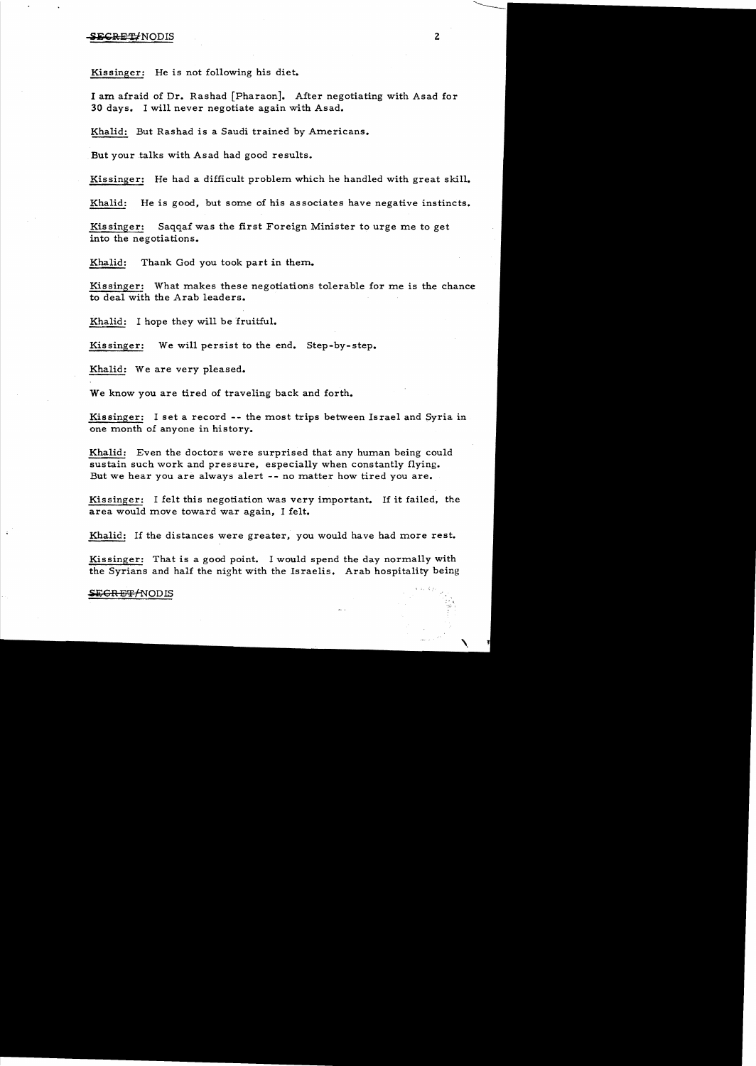Kissinger: He is not following his diet.

I am afraid of Dr. Rashad [Pharaon]. After negotiating with Asad for 30 days. I will never negotiate again with Asad.

Khalid: But Rashad is a Saudi trained by Americans.

But your talks with Asad had good results.

Kissinger: He had a difficult problem which he handled with great skill.

Khalid: He is good, but some of his associates have negative instincts.

Kissinger: Saqqaf was the first Foreign Minister to urge me to get into the negotiations.

Khalid: Thank God you took part in them.

Kissinger: What makes these negotiations tolerable for me is the chance to deal with the Arab leaders.

Khalid: I hope they will be fruitful.

Kissinger: We will persist to the end. Step-by-step.

Khalid: We are very pleased.

We know you are tired of traveling back and forth.

Kissinger: I set a record -- the most trips between Israel and Syria in one month of anyone in history.

Khalid: Even the doctors were surprised that any human being could sustain such work and pressure, especially when constantly flying. But we hear you are always alert -- no matter how tired you are.

Kissinger: I felt this negotiation was very important. If it failed, the area would move toward war again, I felt.

Khalid: If the distances were greater, you would have had more rest.

Kissinger: That is a good point. I would spend the day normally with the Syrians and half the night with the Israelis. Arab hospitality being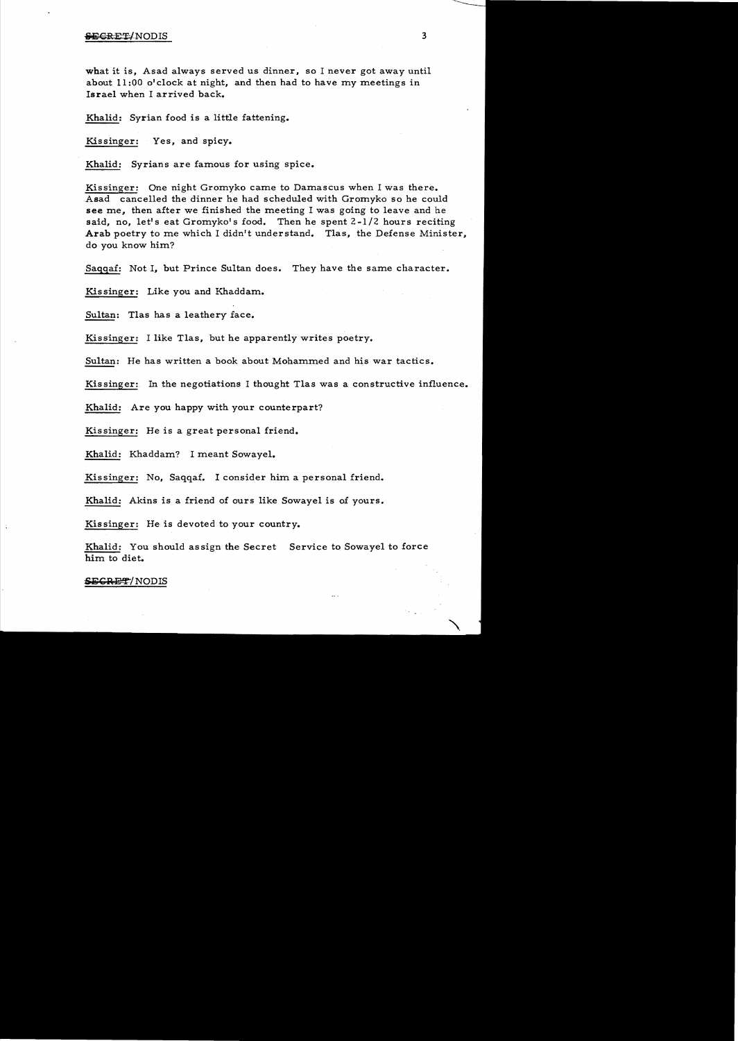what it is, Asad always served us dinner, so I never got away until about 11:00 o'clock at night, and then had to have my meetings in Israel when I arrived back.

Khalid: Syrian food is a little fattening.

Kissinger: Yes, and spicy.

Khalid: Syrians are famous for using spice.

Kissinger: One night Gromyko came to Damascus when I was there. Asad cancelled the dinner he had scheduled with Gromyko so he could see me, then after we finished the meeting I was going to leave and he said, no, let's eat Gromyko's food. Then he spent 2-1/2 hours reciting Arab poetry to me which I didn't understand. Tlas, the Defense Minister, do you know him?

Saqqaf: Not I, but Prince Sultan does. They have the same character.

Kissinger: Like you and Khaddam.

Sultan: Tlas has a leathery face.

Kissinger: I like Tlas, but he apparently writes poetry.

Sultan: He has written a book about Mohammed and his war tactics.

Kissinger: In the negotiations I thought Tlas was a constructive influence.

Khalid: Are you happy with your counterpart?

Kissinger: He is a great personal friend.

Khalid: Khaddam? I meant Sowayel.

Kissinger: No, Saqqaf. I consider him a personal friend.

Khalid: Akins is a friend of ours like Sowayel is of yours.

Kissinger: He is devoted to your country.

Khalid: You should assign the Secret Service to Sowayel to force him to diet.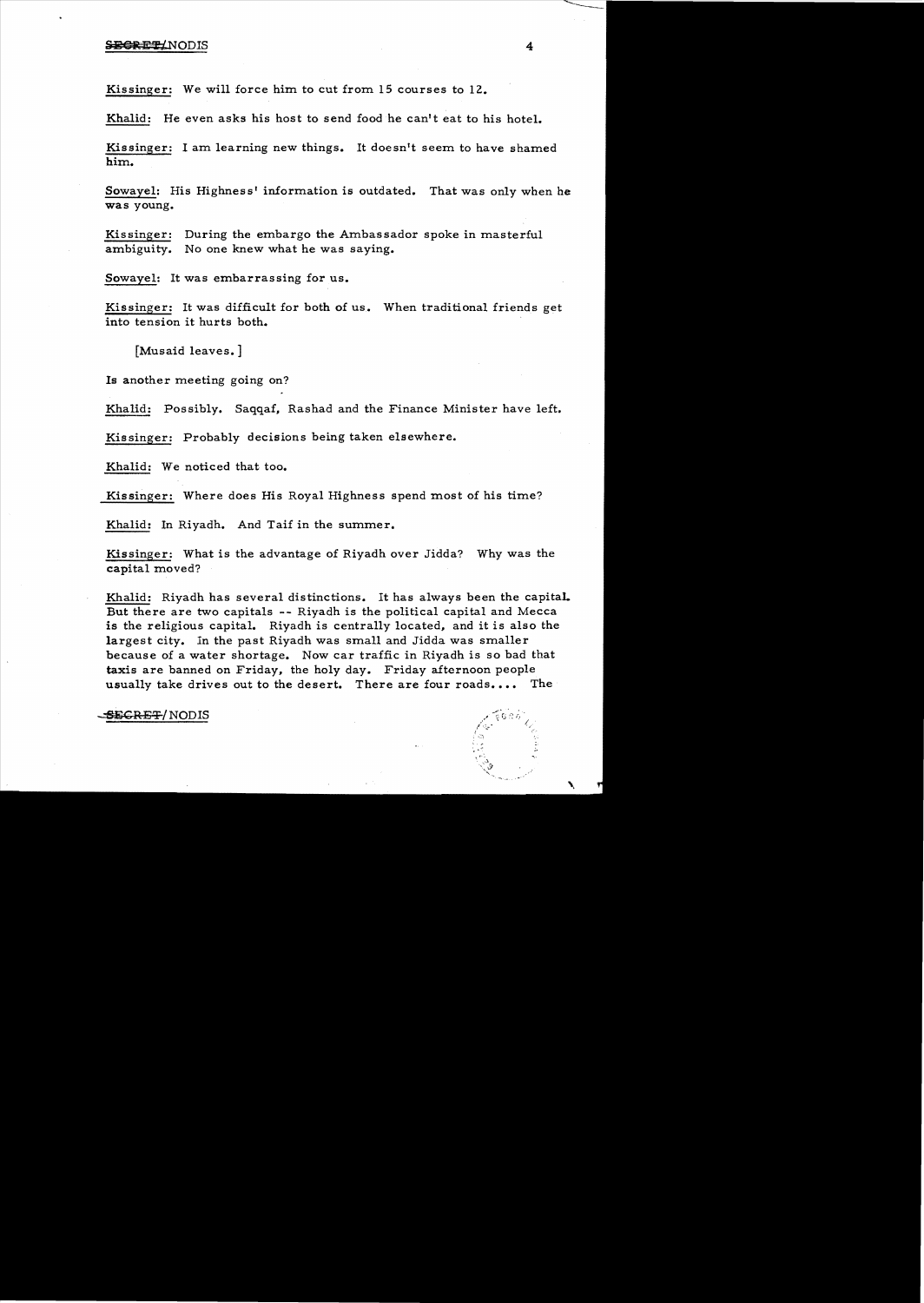Kissinger: We will force him to cut from 15 courses to 12.

Khalid: He even asks his host to send food he can't eat to his hotel.

Kissinger: I am learning new things. It doesn't seem to have shamed him.

Sowayel: His Highness' information is outdated. That was only when he was young.

Kissinger: During the embargo the Ambassador spoke in masterful ambiguity. No one knew what he was saying.

Sowayel: It was embarrassing for us.

Kissinger: It was difficult for both of us. When traditional friends get into tension it hurts both.

[Musaid leaves.]

Is another meeting going on?

Khalid: Possibly. Saqqaf, Rashad and the Finance Minister have left.

Kissinger: Probably decisions being taken elsewhere.

Khalid: We noticed that too.

Kissinger: Where does His Royal Highness spend most of his time?

Khalid: In Riyadh. And Taif in the summer.

Kissinger: What is the advantage of Riyadh over Jidda? Why was the capital moved?

Khalid: Riyadh has several distinctions. It has always been the capital. But there are two capitals -- Riyadh is the political capital and Mecca is the religious capital. Riyadh is centrally located, and it is also the largest city. In the past Riyadh was small and Jidda was smaller because of a water shortage. Now car traffic in Riyadh is so bad that taxis are banned on Friday, the holy day. Friday afternoon people usually take drives out to the desert. There are four roads.... The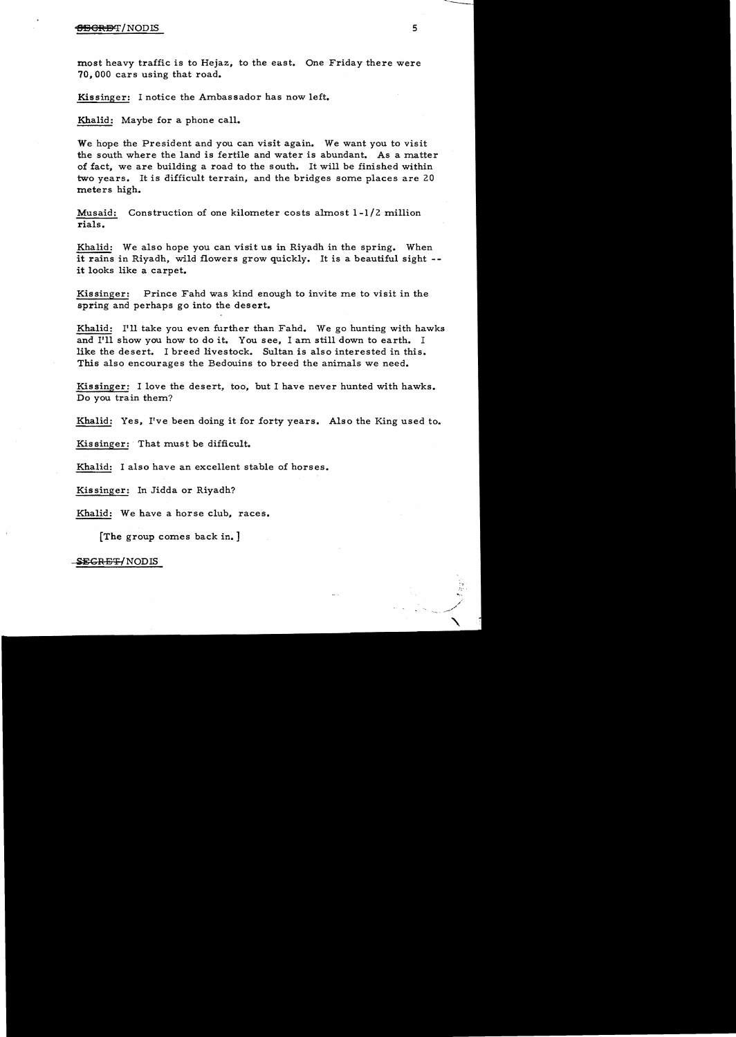most heavy traffic is to Hejaz, to the east. One Friday there were 70,000 cars using that road.

Kissinger: I notice the Ambassador has now left.

Khalid: Maybe for a phone call.

We hope the President and you can visit again. We want you to visit the south where the land is fertile and water is abundant. As a matter of fact, we are building a road to the south. It will be finished within two years. It is difficult terrain, and the bridges some places are 20 meters high.

Musaid: Construction of one kilometer costs almost 1-1/2 million rials.

Khalid: We also hope you can visit us in Riyadh in the spring. When it rains in Riyadh, wild flowers grow quickly. It is a beautiful sight -- it looks like a carpet.

Kissinger: Prince Fahd was kind enough to invite me to visit in the spring and perhaps go into the desert.

Khalid: I'll take you even further than Fahd. We go hunting with hawks and I'll show you how to do it. You see, I am still down to earth. I like the desert. I breed livestock. Sultan is also interested in this. This also encourages the Bedouins to breed the animals we need.

Kissinger: I love the desert, too, but I have never hunted with hawks. Do you train them?

Khalid: Yes, I've been doing it for forty years. Also the King used to.

Kissinger: That must be difficult.

Khalid: I also have an excellent stable of horses.

Kissinger: In Jidda or Riyadh?

Khalid: We have a horse club, races.

[The group comes back in.]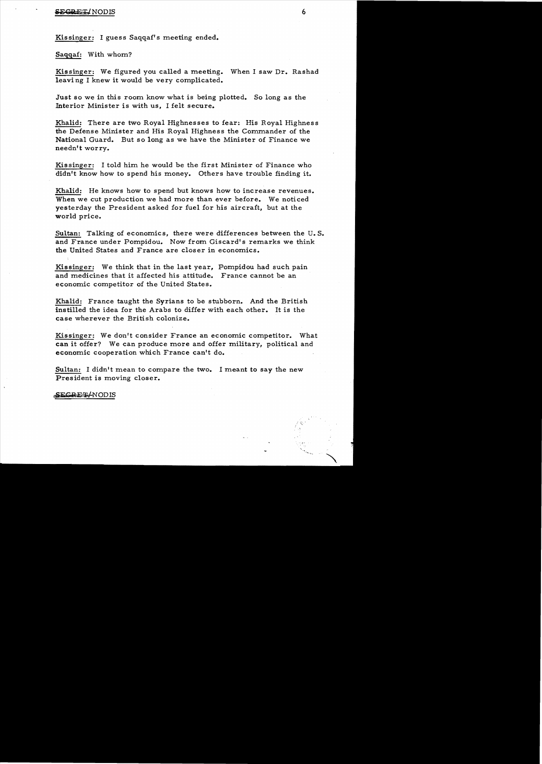Kissinger: I guess Saqqaf's meeting ended.

Saqqaf: With whom?

Kissinger: We figured you called a meeting. When I saw Dr. Rashad leaving I knew it would be very complicated.

Just so we in this room know what is being plotted. So long as the Interior Minister is with us, I felt secure.

Khalid: There are two Royal Highnesses to fear: His Royal Highness the Defense Minister and His Royal Highness the Commander of the National Guard. But so long as we have the Minister of Finance we needn't worry.

Kissinger: I told him he would be the first Minister of Finance who didn't know how to spend his money. Others have trouble finding it.

Khalid: He knows how to spend but knows how to increase revenues. When we cut production we had more than ever before. We noticed yesterday the President asked for fuel for his aircraft, but at the world price.

Sultan: Talking of economics, there were differences between the U.S. and France under Pompidou. Now from Giscard's remarks we think the United States and France are closer in economics.

Kissinger: We think that in the last year, Pompidou had such pain and medicines that it affected his attitude. France cannot be an economic competitor of the United States.

Khalid: France taught the Syrians to be stubborn. And the British instilled the idea for the Arabs to differ with each other. It is the case wherever the British colonize.

Kissinger: We don't consider France an economic competitor. What can it offer? We can produce more and offer military, political and economic cooperation which France can't do.

Sultan: I didn't mean to compare the two. I meant to say the new President is moving closer.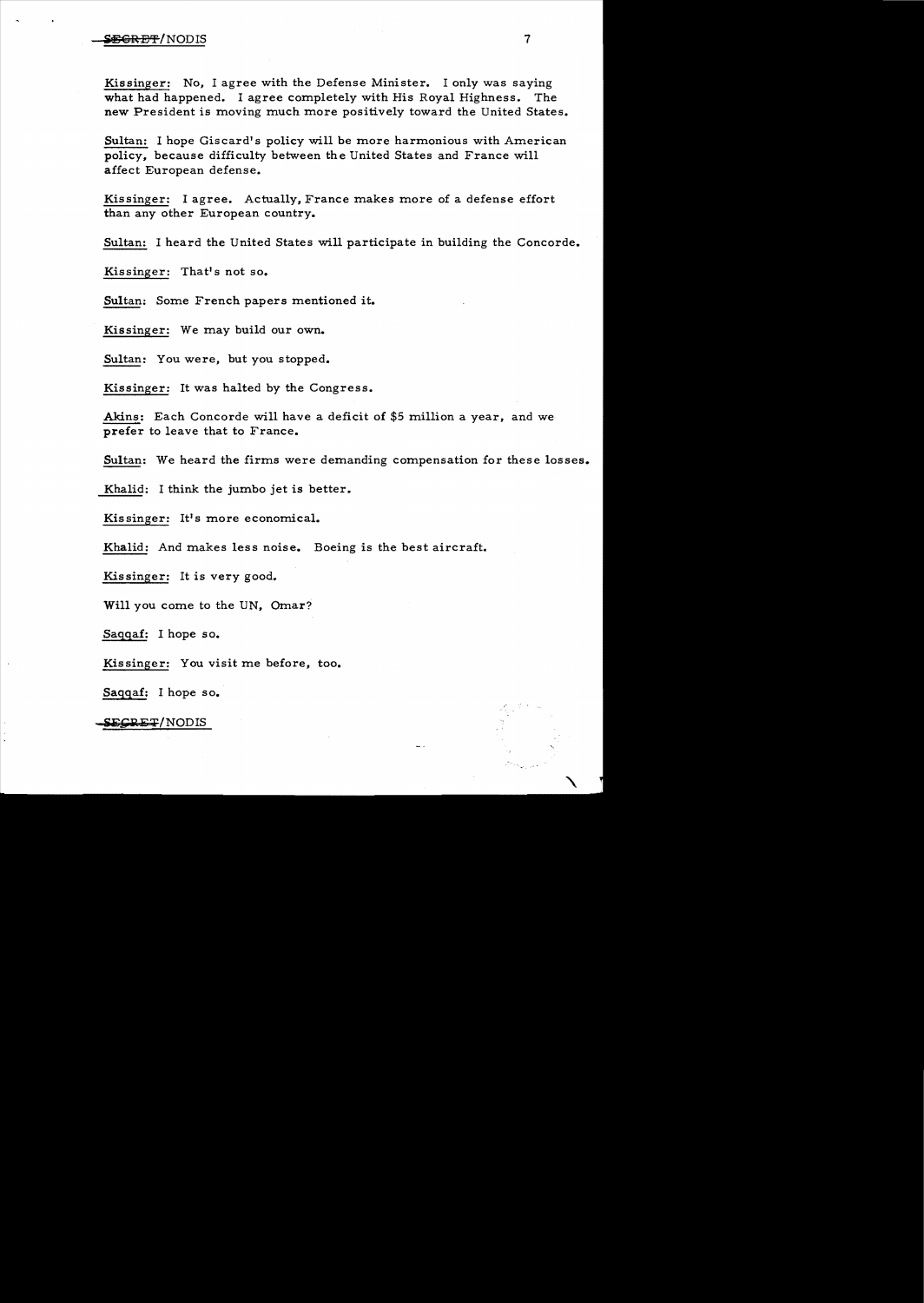Kissinger: No, I agree with the Defense Minister. I only was saying what had happened. I agree completely with His Royal Highness. The new President is moving much more positively toward the United States.

Sultan: I hope Giscard's policy will be more harmonious with American policy, because difficulty between the United States and France will affect European defense.

Kissinger: I agree. Actually, France makes more of a defense effort than any other European country.

Sultan: I heard the United States will participate in building the Concorde.

Kissinger: That's not so.

Sultan: Some French papers mentioned it.

Kissinger: We may build our own.

Sultan: You were, but you stopped.

Kissinger: It was halted by the Congress.

Akins: Each Concorde will have a deficit of $5 million a year, and we prefer to leave that to France.

Sultan: We heard the firms were demanding compensation for these losses.

Khalid: I think the jumbo jet is better.

Kissinger: It's more economical.

Khalid: And makes less noise. Boeing is the best aircraft.

Kissinger: It is very good.

Will you come to the UN, Omar?

Saqqaf: I hope so.

Kissinger: You visit me before, too.

Saqqaf: I hope so.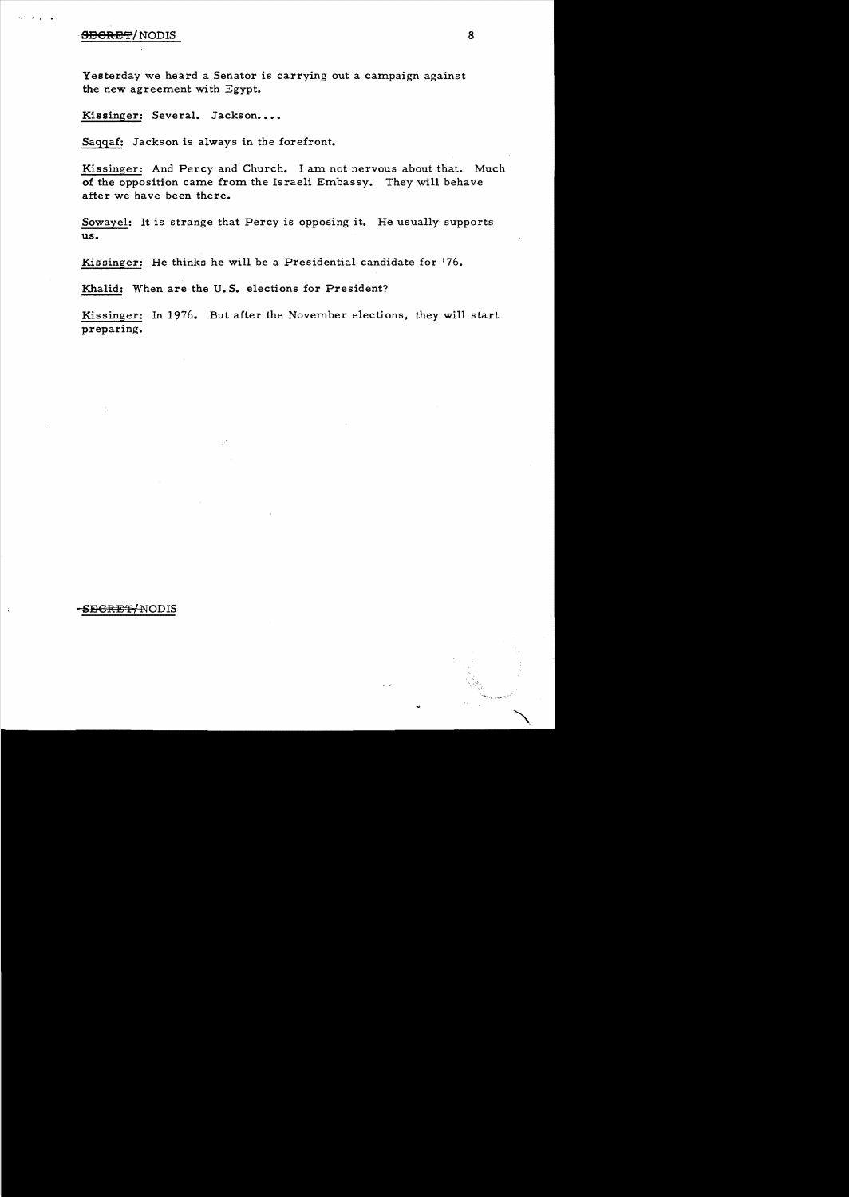Yesterday we heard a Senator is carrying out a campaign against the new agreement with Egypt.

Kissinger: Several. Jackson....

Saqqaf: Jackson is always in the forefront.

Kissinger: And Percy and Church. I am not nervous about that. Much of the opposition came from the Israeli Embassy. They will behave after we have been there.

Sowayel: It is strange that Percy is opposing it. He usually supports us.

Kissinger: He thinks he will be a Presidential candidate for '76.

Khalid: When are the U.S. elections for President?

Kissinger: In 1976. But after the November elections, they will start preparing.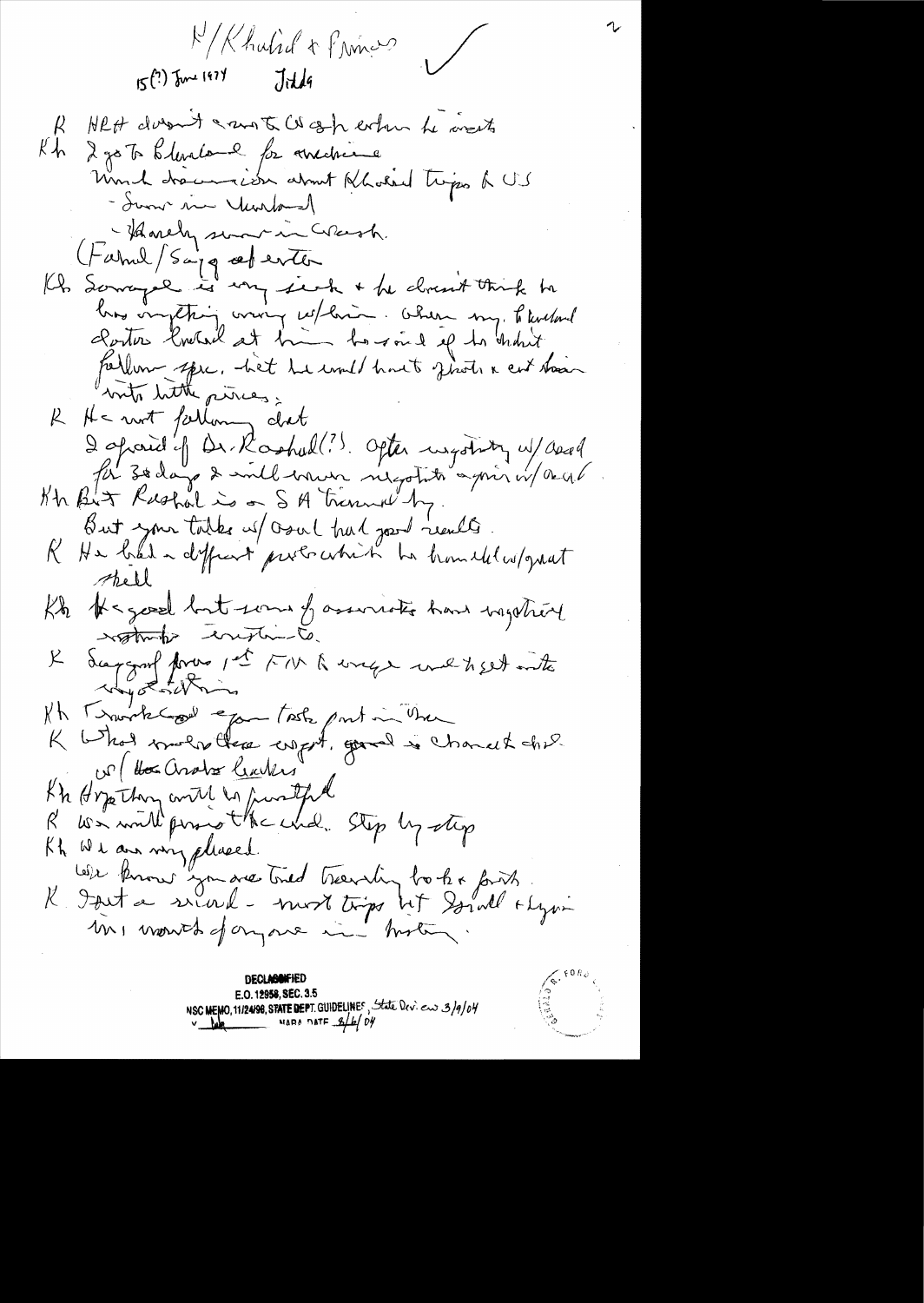K/Khalid + Princes

15(?) June 1974 Jidda

K HRH doesn't want to Wash when he visits

Kh I go to Cleveland for medicine

Much discussion about Khalid trips to US

- Snow in Cleveland

- Hardly snow in Wash.

(Fahd/Saqqaf enter)

Kh Somoza is very sick + he doesn't think he has anything wrong w/him. When my Cleveland doctors looked at him he said if he didn't follow spec. diet he would have to shoot + cut him into little pieces.

K He not following diet

I afraid of Dr. Rashad(?). After negotiating w/Asad for 30 days I will never negotiate again w/Asad.

Kh But Rashad is a SA trained boy.

But your talks w/Asad had good results.

K He had a different protector who he wouldn't w/great skill

Kh He good but some of associates have negative natural instincts.

K Saqqaf from 1st FM to urge me to get into negotiations

Kh Thanks God you took part in the

K What makes these effort good is character of the w/the Arab leaders

Kh Hope they will be fruitful

K We will pursue the end. Step by step

Kh We are very pleased.

We know you are tired traveling back + forth.

K Just a record - most trips bet Israel + Syria in 1 month of anyone in history.

DECLASSIFIED
E.O. 12958, SEC. 3.5
NSC MEMO, 11/24/98, STATE DEPT. GUIDELINES, State Dev. ew 3/9/04
NARA DATE 8/6/04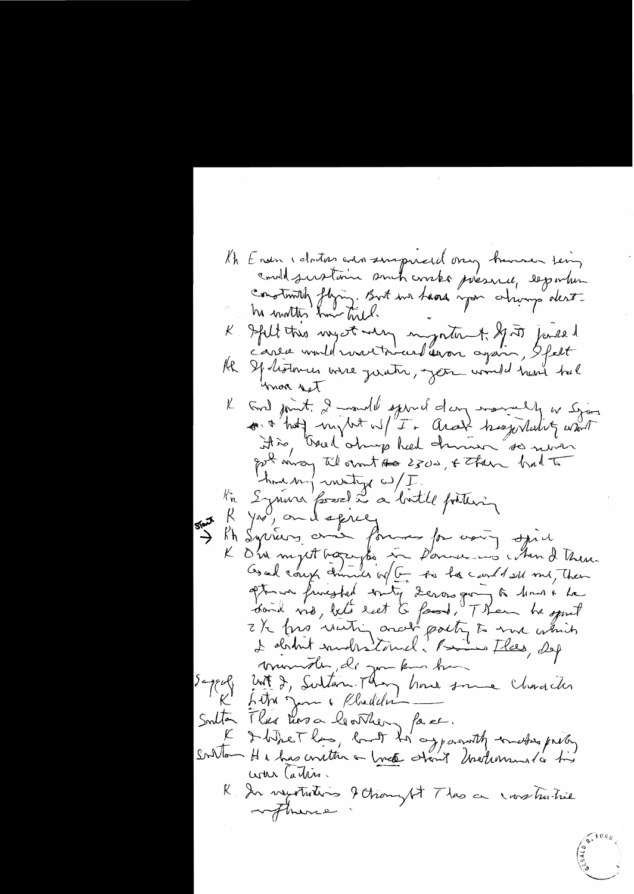Kh Even doctors are surprised any human being could sustain such work pressure, especially constantly flying. But no harm upon sharp dexterity no matter how tired.

K I felt this might very important. If it failed cause would never travel over again, I felt

Kh If distances were greater, you would have had more rest

K Good point. I would spend day normally in Syria & that night w/ I. & Arab hospitality what it is, Asad always had dinner so never got away till about ~~to~~ 2300, & then had to have my meetings w/ I.

Kh Syrian food is a little fattening

K Yes, and spicy

Start → Kh Syrians are famous for using spice

K One night happened in Damascus when I then. Asad caught chill w/ G so he could see me, then G was frustrated entirely & was going to him & he said no, let's eat food, Then he spent 2½ hrs reciting Arab poetry to me which I didn't understand. Brings Tlas, Dep Minister, do you know him

Sisco Wit & Sultan. They have some character

K Like Jum & Khaddam —

Sultan Tlas has a leathery face.

K I like Tlas, but he apparently makes poetry

Sultan He has written a book about ~~[illegible]~~ Unstrument to his war Cabinet.

K In negotiations I thought Tlas a constructive influence.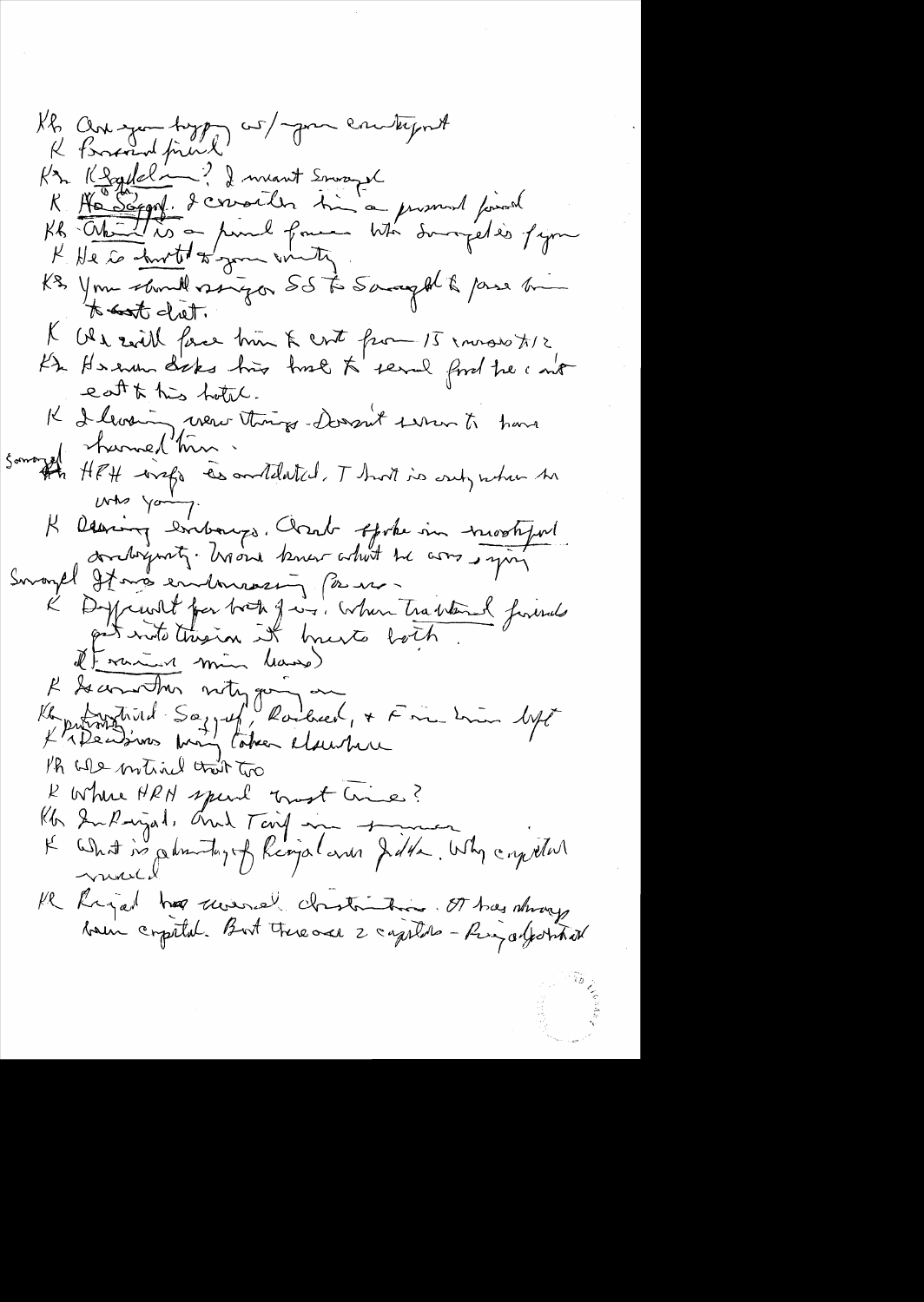Kh Are you happy w/ your counterpart

K Broad friend

Kh Kissinger? I meant Saqqaf

K He Saqqaf. I consider him a personal friend

Kh Ahmed is a personal friend who Saqqaf is for you

K He is devoted to your unity

Kh You should urge SS to Saqqaf to pass him to diet.

K We will force him to eat from 15 courses to 12

Kh He even decides his hotel to send food he can't eat to his hotel.

K I learning new things. Doesn't seem to have harmed him.

Saqqaf HRH info is outdated. That is only when he was young.

K During embargo. Ahmed spoke in most forceful dualogenity. No one knew what he was saying

Saqqaf It was embarrassing for us.

K Difficult for both of us. When traditional friends get into tension it hurts both.

(Foreign min leaves)

K I remember voting going on

Kh Prince Saud, Saqqaf, Rashad, + Fin min left

K Decisions being taken elsewhere

Kh We noticed that too

K Where HRH spend most time?

Kh In Riyadh. And Taif in summer

K What is advantage of Riyadh and Jidda. Why capital moved

Kh Riyad has several distinctions. It has always been capital. But there are 2 capitals - Riyadh & Jidda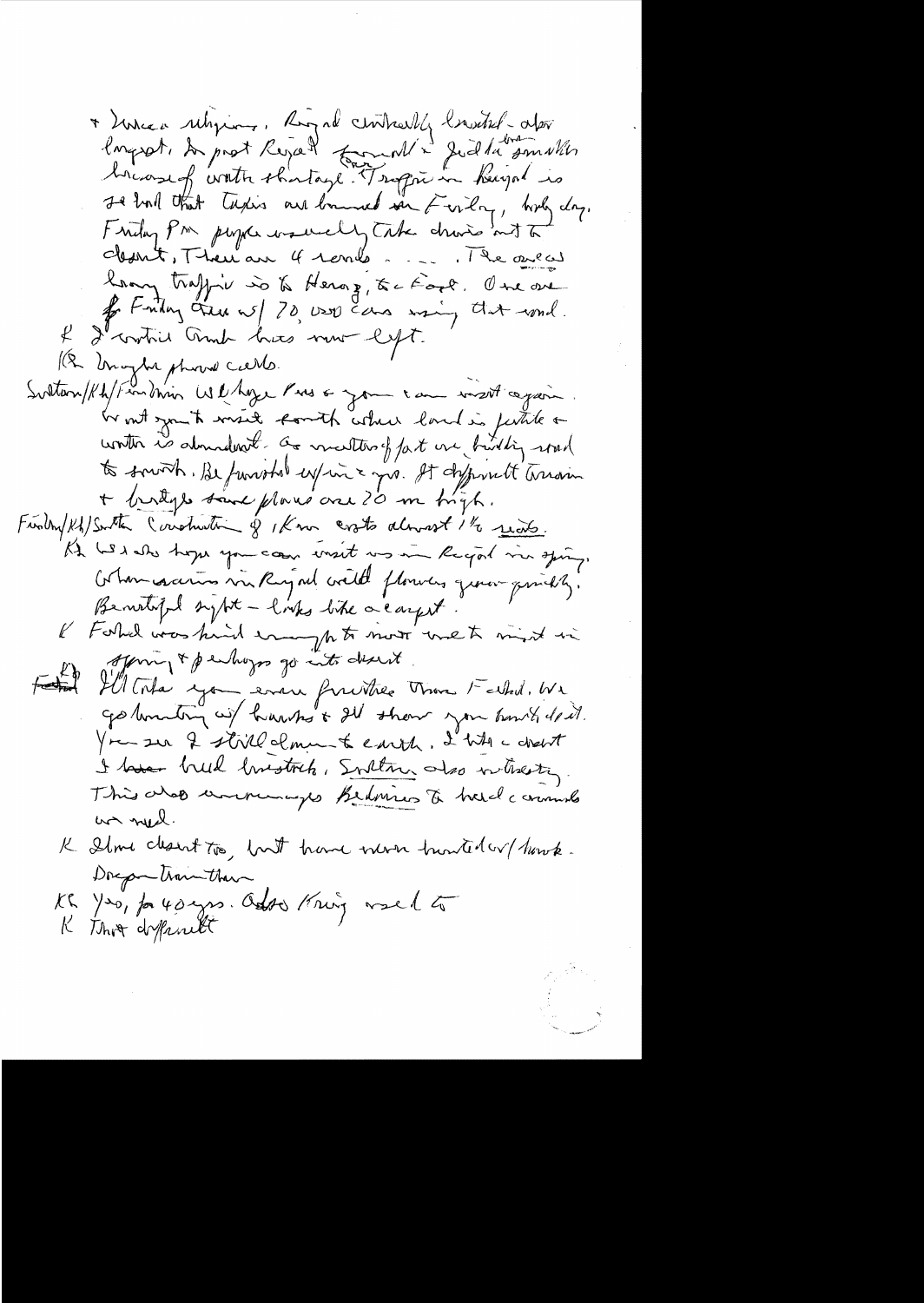+ Wauca shipping. Riyad centrally located - after Riyadh... import Riyadh from all... Jiddah smaller because of water shortage. [...] Traffic in Riyadh is so bad that taxis are banned on Friday, holy day. Friday PM people usually take drives out to desert. There are 4 roads . . . . The one [...] heavy traffic is to Heraz, to east. One one of Friday there w/ 70,000 cars using that road.

K I noticed Crude has now left.

KR brought photo cards.

Sultan/Kh/Fandhim We hope Pres & you can visit again. Want you to visit South where land is fertile & water is abundant. As matter of fact we building road to south. Be finished w/in 2 yrs. It difficult terrain & bridge some places are 20 m high.

Fandhim/Kh/Sultan Construction of 1 km costs almost 1½ mil.

Kh We also hope you can visit us in Riyad in spring. When rains in Riyad wild flowers grow quickly. Beautiful sight - looks like a carpet.

K Fahd was kind enough to invite me to visit in spring & perhaps go into desert.

Fahd I'll take you even further than Fahd. We go hunting w/ hawks & I'll show you how to do it. You see I still close to earth. I like desert & have build livestock. Sultan also interesting. This also encourages Bedouins to breed camels as well.

K I love desert too, but have never hunted w/ hawk.

Dragon trained them

Kh Yes, for 40 yrs. Abdul Aziz used to

K That difficult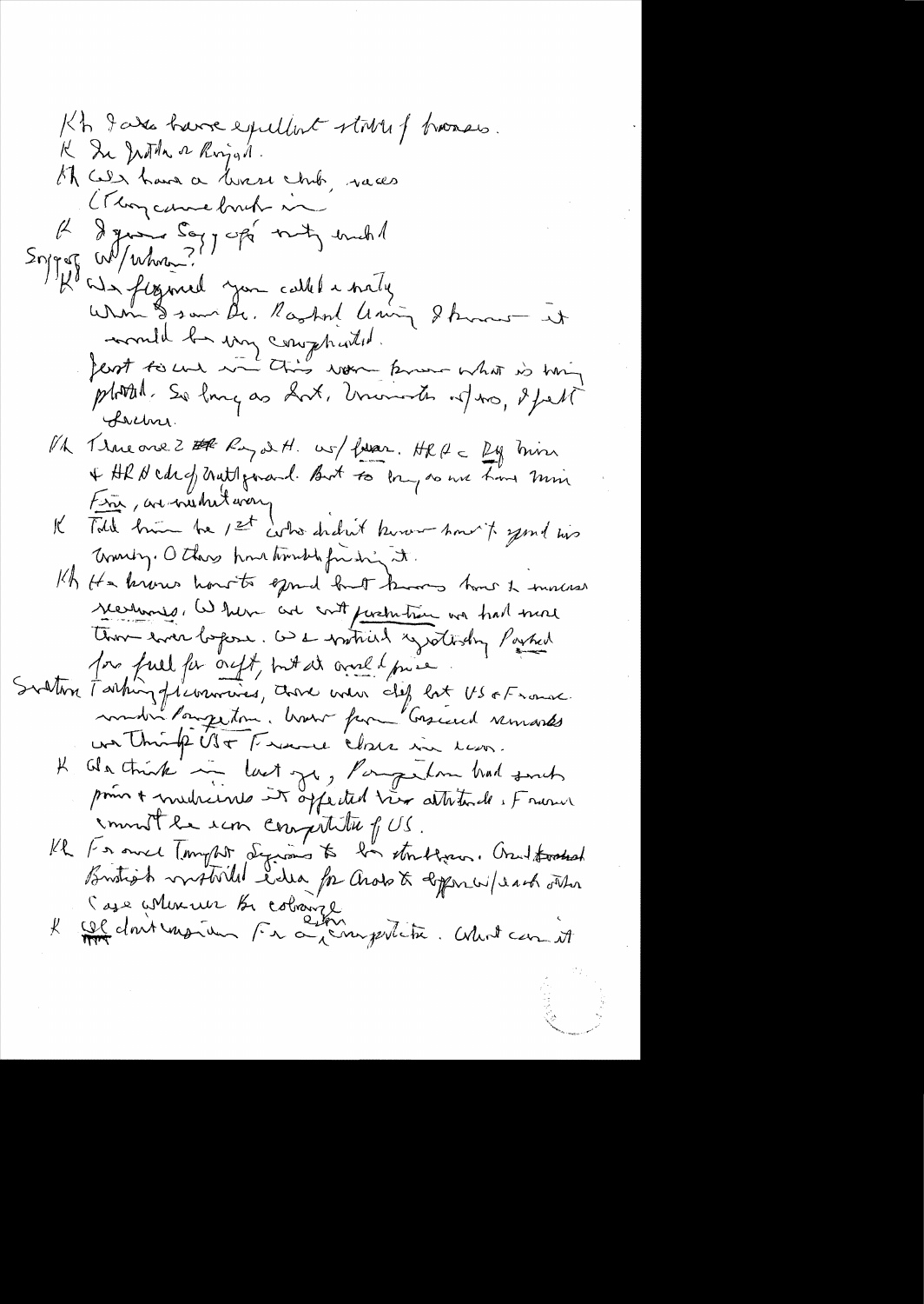Kh I also have excellent stable of horses.

K In Jordan or Riyadh.

Kh We have a horse club, races (They came back in)

K I you Says ops' nothing ended

Syria? W/whom??

K We figured you called a halt. When I saw Dr. Rashad leaving I knew it would be very complicated. Just to see in this room knew what is being plotted. So long as Asst, Uncomfortable w/ so, I felt better.

Kh There are 2 Royal H. w/ [illegible]. HRH c Def Min & HRH chief Nat'l guard. But so long as we have Min Fin, we indirect[ly] arm.

K Told him he 1st who didn't know how to spend his money. Others have trouble finding it.

Kh He knows how to spend but knows how to increase revenues. When we cut production we had more than ever before. We noticed yesterday Paris for fuel for acft, but at world price.

Saudi: Talking of economics, there were diff bet US & France under Pompidou. Now from Giscard remarks we think US & France closer in econ.

K We think in last yr, Pompidou had such pain & medicines it affected his attitude. France cannot be econ competitor of US.

Kh For our Tonight Sequence to be stabilizing. And brothers British instilled idea for Arabs to oppose w/ each other (case whenever be colonize)

K We don't engage in for a econ competitor. What can it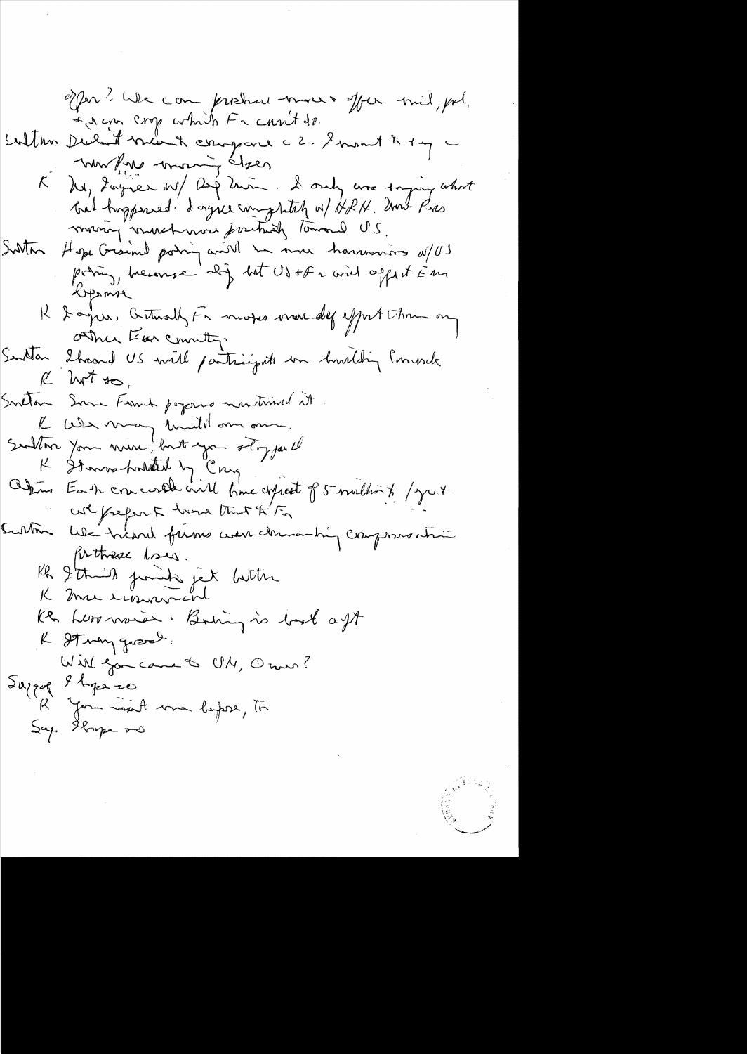offer? We can purchase more & offer mil, pol. & econ coop which Fr can't do.

Sutton Didn't mean compare c 2. I meant to say — working Euro unity

K No, I agree w/ Dep Min. I only was saying what had happened. I agree completely w/ HRH. And Pres moving much more positively toward US.

Sutton Hope Giscard policy will be more harmonious w/ US policy, because def bet US & Fr will affect Eur defense

K I agree. Actually Fr makes more def effort than any other Eur country.

Sutton I heard US will participate in building Concorde

K Not so.

Sutton Some French papers mentioned it

K We may build our own.

Sutton Yours were, but you stopped

K It was halted by Cong

Afshar Each concorde will have deficit of 5 million $ / year & we prefer to leave that to Fr

Sutton We heard firms were demanding compensation for these loses.

KR I think jumbo jet better

K More economical

KR Less noise. Boeing is best aft

K It very good.

Will you come to UN, Omar?

Saqqaf I hope so

K You visit me before, too

Saq. I hope so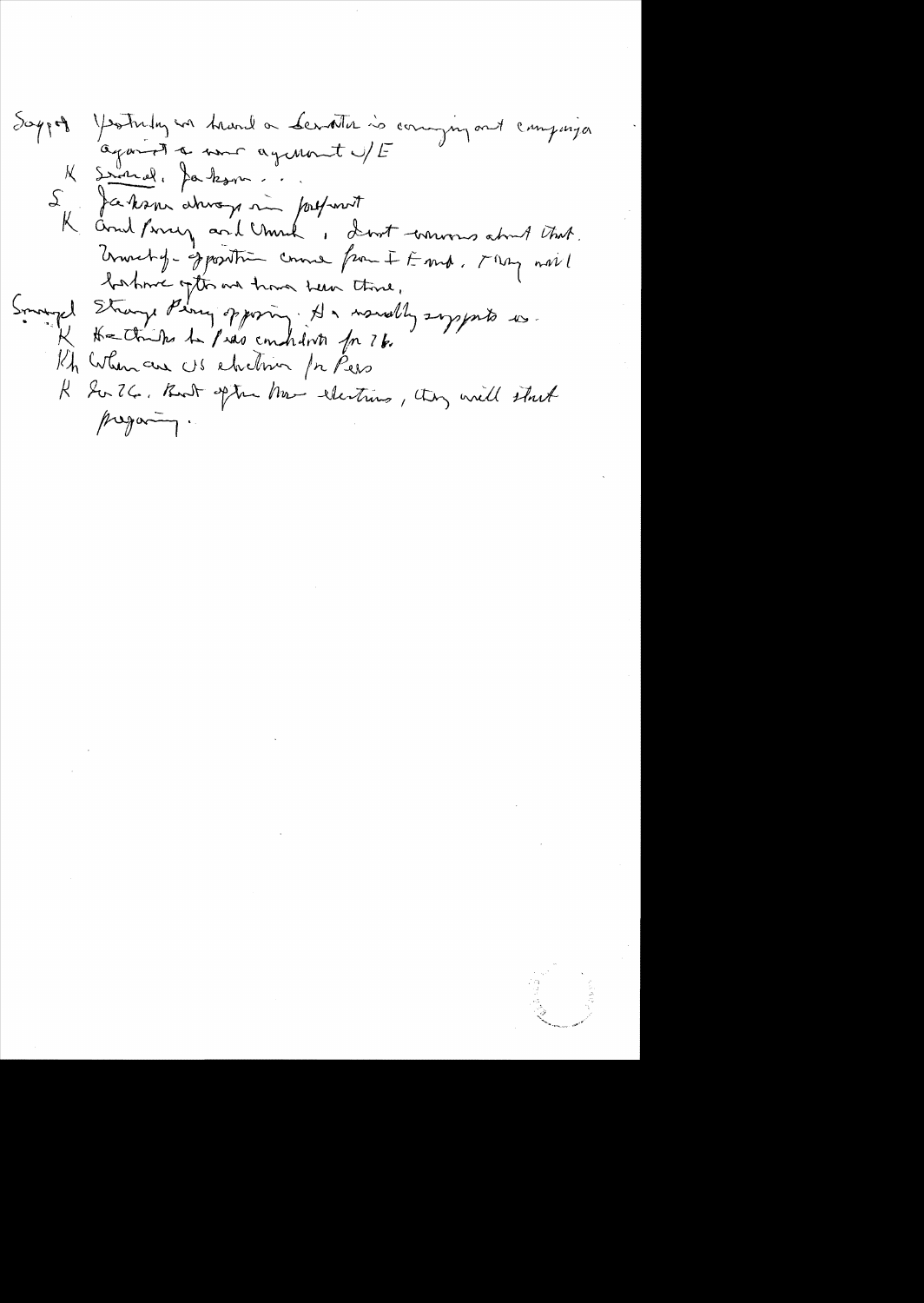Sayyed: Yesterday we heard a Senator is carrying out campaign against a new agreement w/E

K: Scoop. Jackson . . .

S: Jackson always in support

K: And Percy and Church. I don't worry about that. Most of opposition come from F E and. They will behave after we have been there.

Smirnovsky (?): Strange Percy opposing. He usually supports us.

K: He thinks he Pres candidate for 76.

Kh: When are US elections for Pres

K: In 76. But after the elections, they will start preparing.